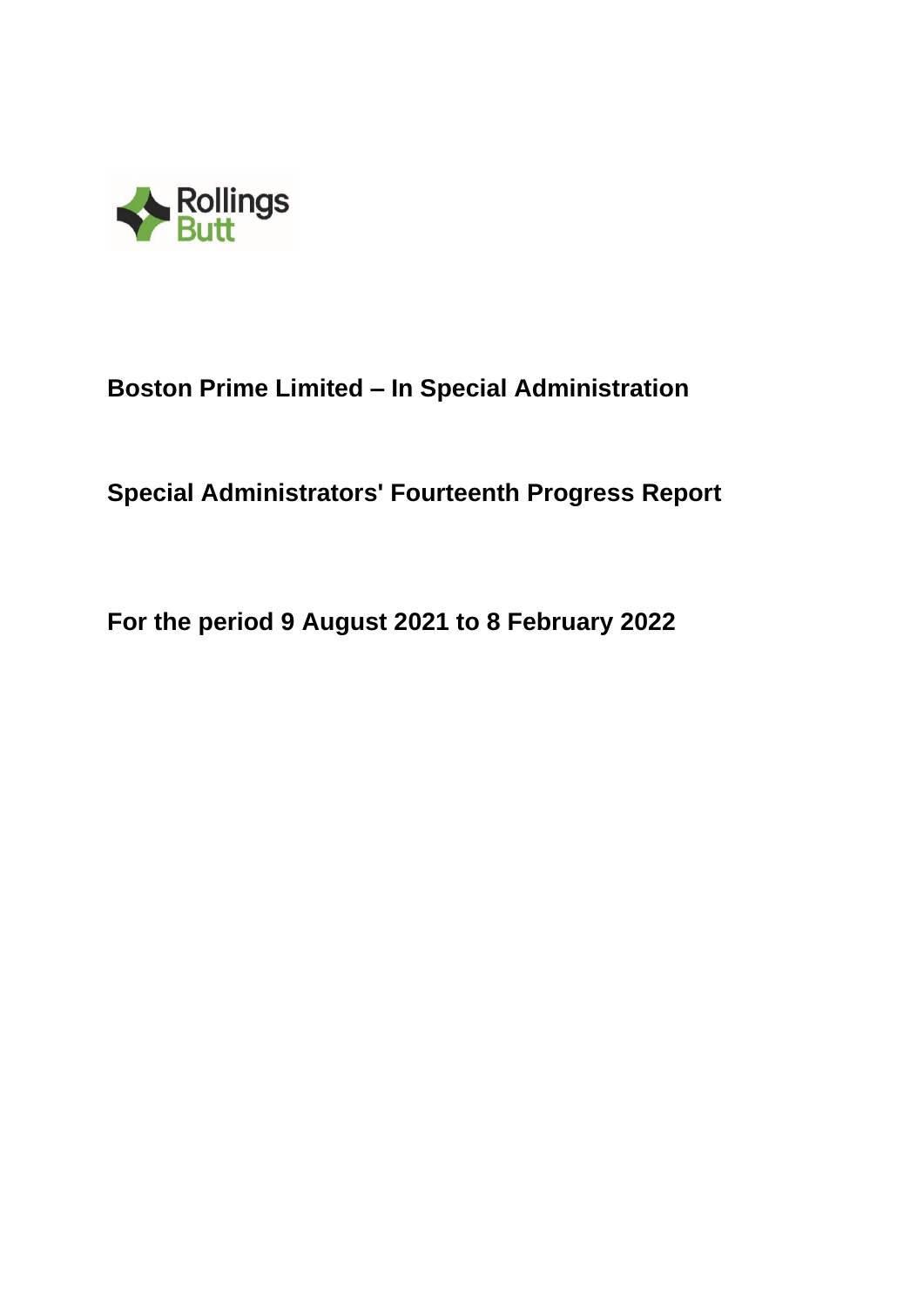Rollings Butt

# Boston Prime Limited – In Special Administration

# Special Administrators' Fourteenth Progress Report

# For the period 9 August 2021 to 8 February 2022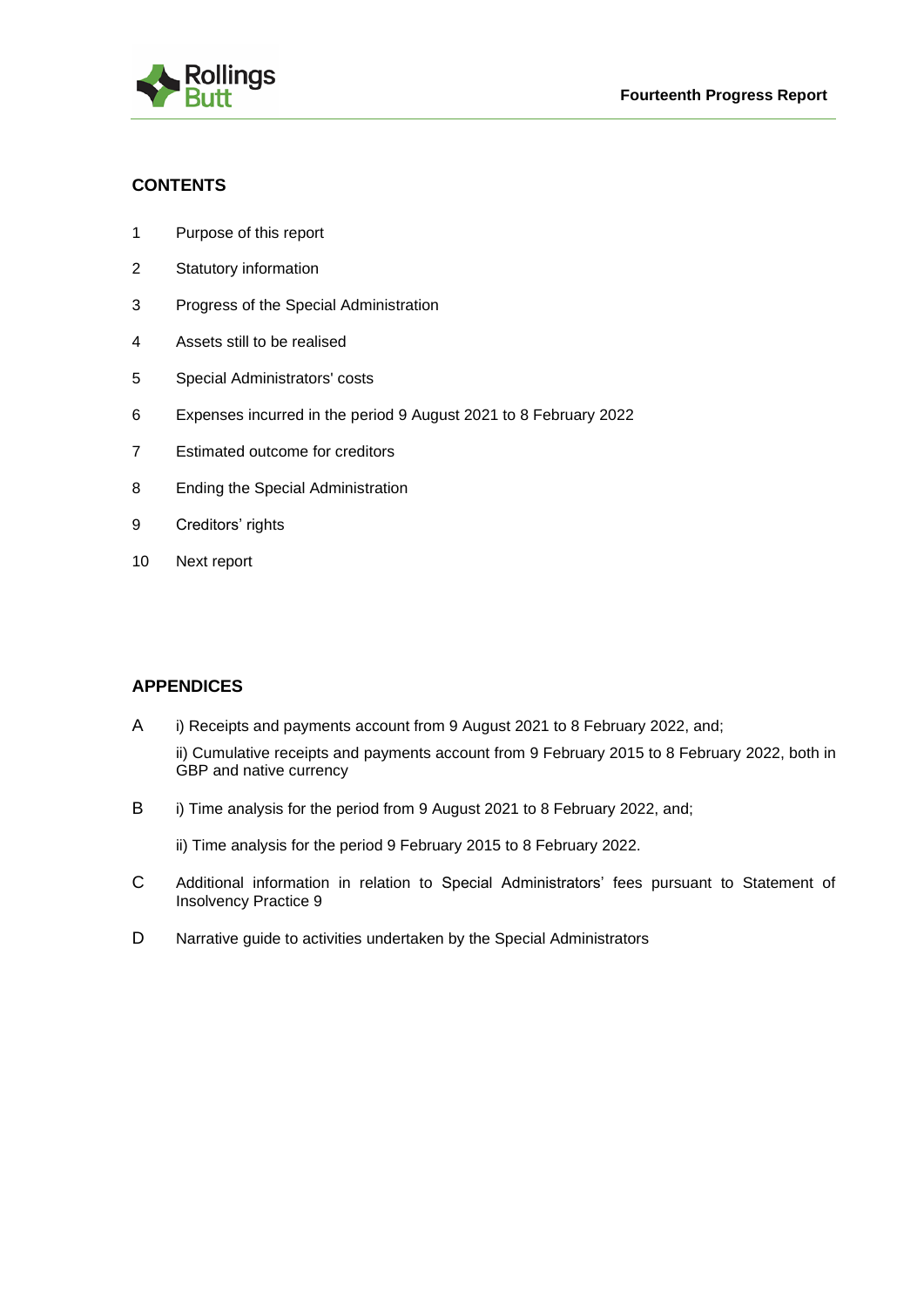## CONTENTS

1 Purpose of this report

2 Statutory information

3 Progress of the Special Administration

4 Assets still to be realised

5 Special Administrators' costs

6 Expenses incurred in the period 9 August 2021 to 8 February 2022

7 Estimated outcome for creditors

8 Ending the Special Administration

9 Creditors' rights

10 Next report

## APPENDICES

A i) Receipts and payments account from 9 August 2021 to 8 February 2022, and;

ii) Cumulative receipts and payments account from 9 February 2015 to 8 February 2022, both in GBP and native currency

B i) Time analysis for the period from 9 August 2021 to 8 February 2022, and;

ii) Time analysis for the period 9 February 2015 to 8 February 2022.

C Additional information in relation to Special Administrators' fees pursuant to Statement of Insolvency Practice 9

D Narrative guide to activities undertaken by the Special Administrators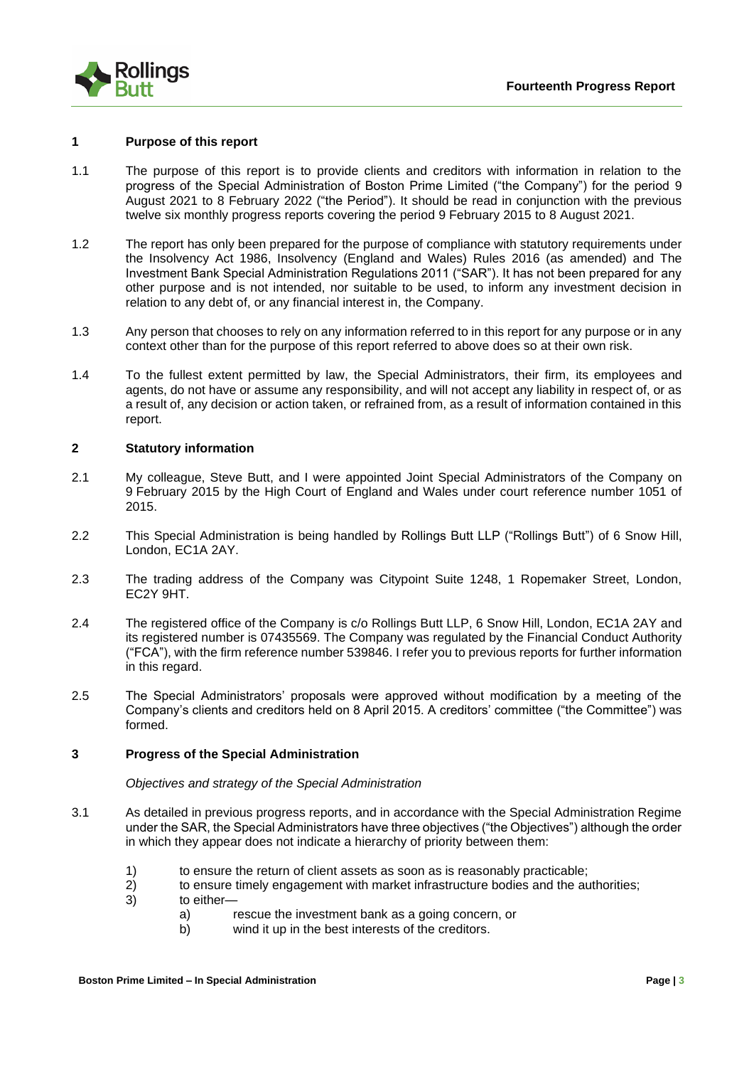## 1 Purpose of this report

1.1 The purpose of this report is to provide clients and creditors with information in relation to the progress of the Special Administration of Boston Prime Limited ("the Company") for the period 9 August 2021 to 8 February 2022 ("the Period"). It should be read in conjunction with the previous twelve six monthly progress reports covering the period 9 February 2015 to 8 August 2021.

1.2 The report has only been prepared for the purpose of compliance with statutory requirements under the Insolvency Act 1986, Insolvency (England and Wales) Rules 2016 (as amended) and The Investment Bank Special Administration Regulations 2011 ("SAR"). It has not been prepared for any other purpose and is not intended, nor suitable to be used, to inform any investment decision in relation to any debt of, or any financial interest in, the Company.

1.3 Any person that chooses to rely on any information referred to in this report for any purpose or in any context other than for the purpose of this report referred to above does so at their own risk.

1.4 To the fullest extent permitted by law, the Special Administrators, their firm, its employees and agents, do not have or assume any responsibility, and will not accept any liability in respect of, or as a result of, any decision or action taken, or refrained from, as a result of information contained in this report.

## 2 Statutory information

2.1 My colleague, Steve Butt, and I were appointed Joint Special Administrators of the Company on 9 February 2015 by the High Court of England and Wales under court reference number 1051 of 2015.

2.2 This Special Administration is being handled by Rollings Butt LLP ("Rollings Butt") of 6 Snow Hill, London, EC1A 2AY.

2.3 The trading address of the Company was Citypoint Suite 1248, 1 Ropemaker Street, London, EC2Y 9HT.

2.4 The registered office of the Company is c/o Rollings Butt LLP, 6 Snow Hill, London, EC1A 2AY and its registered number is 07435569. The Company was regulated by the Financial Conduct Authority ("FCA"), with the firm reference number 539846. I refer you to previous reports for further information in this regard.

2.5 The Special Administrators' proposals were approved without modification by a meeting of the Company's clients and creditors held on 8 April 2015. A creditors' committee ("the Committee") was formed.

## 3 Progress of the Special Administration

*Objectives and strategy of the Special Administration*

3.1 As detailed in previous progress reports, and in accordance with the Special Administration Regime under the SAR, the Special Administrators have three objectives ("the Objectives") although the order in which they appear does not indicate a hierarchy of priority between them:

1) to ensure the return of client assets as soon as is reasonably practicable;
2) to ensure timely engagement with market infrastructure bodies and the authorities;
3) to either—
    a) rescue the investment bank as a going concern, or
    b) wind it up in the best interests of the creditors.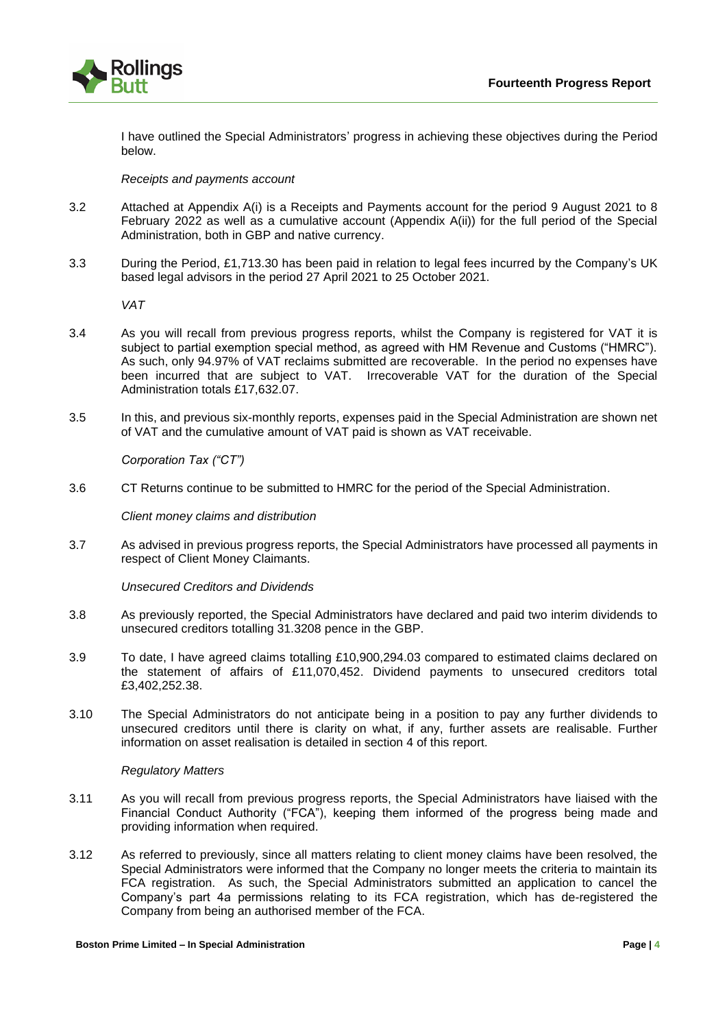I have outlined the Special Administrators' progress in achieving these objectives during the Period below.

*Receipts and payments account*

3.2 Attached at Appendix A(i) is a Receipts and Payments account for the period 9 August 2021 to 8 February 2022 as well as a cumulative account (Appendix A(ii)) for the full period of the Special Administration, both in GBP and native currency.

3.3 During the Period, £1,713.30 has been paid in relation to legal fees incurred by the Company's UK based legal advisors in the period 27 April 2021 to 25 October 2021.

*VAT*

3.4 As you will recall from previous progress reports, whilst the Company is registered for VAT it is subject to partial exemption special method, as agreed with HM Revenue and Customs ("HMRC"). As such, only 94.97% of VAT reclaims submitted are recoverable. In the period no expenses have been incurred that are subject to VAT. Irrecoverable VAT for the duration of the Special Administration totals £17,632.07.

3.5 In this, and previous six-monthly reports, expenses paid in the Special Administration are shown net of VAT and the cumulative amount of VAT paid is shown as VAT receivable.

*Corporation Tax ("CT")*

3.6 CT Returns continue to be submitted to HMRC for the period of the Special Administration.

*Client money claims and distribution*

3.7 As advised in previous progress reports, the Special Administrators have processed all payments in respect of Client Money Claimants.

*Unsecured Creditors and Dividends*

3.8 As previously reported, the Special Administrators have declared and paid two interim dividends to unsecured creditors totalling 31.3208 pence in the GBP.

3.9 To date, I have agreed claims totalling £10,900,294.03 compared to estimated claims declared on the statement of affairs of £11,070,452. Dividend payments to unsecured creditors total £3,402,252.38.

3.10 The Special Administrators do not anticipate being in a position to pay any further dividends to unsecured creditors until there is clarity on what, if any, further assets are realisable. Further information on asset realisation is detailed in section 4 of this report.

*Regulatory Matters*

3.11 As you will recall from previous progress reports, the Special Administrators have liaised with the Financial Conduct Authority ("FCA"), keeping them informed of the progress being made and providing information when required.

3.12 As referred to previously, since all matters relating to client money claims have been resolved, the Special Administrators were informed that the Company no longer meets the criteria to maintain its FCA registration. As such, the Special Administrators submitted an application to cancel the Company's part 4a permissions relating to its FCA registration, which has de-registered the Company from being an authorised member of the FCA.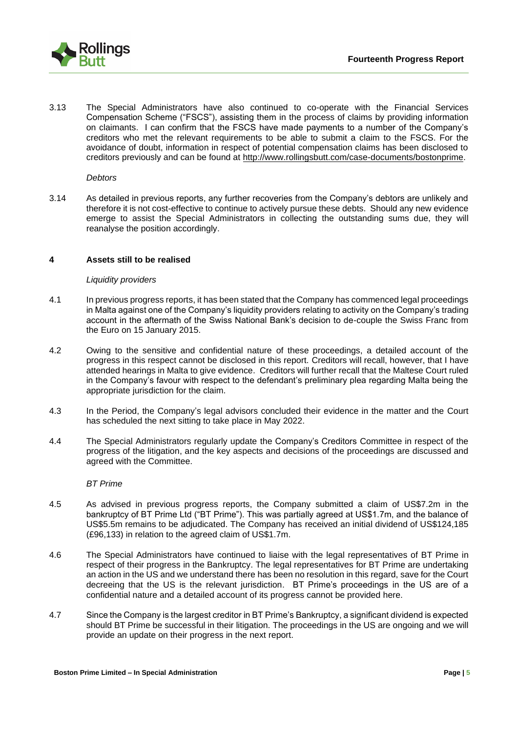3.13 The Special Administrators have also continued to co-operate with the Financial Services Compensation Scheme ("FSCS"), assisting them in the process of claims by providing information on claimants. I can confirm that the FSCS have made payments to a number of the Company's creditors who met the relevant requirements to be able to submit a claim to the FSCS. For the avoidance of doubt, information in respect of potential compensation claims has been disclosed to creditors previously and can be found at http://www.rollingsbutt.com/case-documents/bostonprime.

*Debtors*

3.14 As detailed in previous reports, any further recoveries from the Company's debtors are unlikely and therefore it is not cost-effective to continue to actively pursue these debts. Should any new evidence emerge to assist the Special Administrators in collecting the outstanding sums due, they will reanalyse the position accordingly.

## 4 Assets still to be realised

*Liquidity providers*

4.1 In previous progress reports, it has been stated that the Company has commenced legal proceedings in Malta against one of the Company's liquidity providers relating to activity on the Company's trading account in the aftermath of the Swiss National Bank's decision to de-couple the Swiss Franc from the Euro on 15 January 2015.

4.2 Owing to the sensitive and confidential nature of these proceedings, a detailed account of the progress in this respect cannot be disclosed in this report. Creditors will recall, however, that I have attended hearings in Malta to give evidence. Creditors will further recall that the Maltese Court ruled in the Company's favour with respect to the defendant's preliminary plea regarding Malta being the appropriate jurisdiction for the claim.

4.3 In the Period, the Company's legal advisors concluded their evidence in the matter and the Court has scheduled the next sitting to take place in May 2022.

4.4 The Special Administrators regularly update the Company's Creditors Committee in respect of the progress of the litigation, and the key aspects and decisions of the proceedings are discussed and agreed with the Committee.

*BT Prime*

4.5 As advised in previous progress reports, the Company submitted a claim of US$7.2m in the bankruptcy of BT Prime Ltd ("BT Prime"). This was partially agreed at US$1.7m, and the balance of US$5.5m remains to be adjudicated. The Company has received an initial dividend of US$124,185 (£96,133) in relation to the agreed claim of US$1.7m.

4.6 The Special Administrators have continued to liaise with the legal representatives of BT Prime in respect of their progress in the Bankruptcy. The legal representatives for BT Prime are undertaking an action in the US and we understand there has been no resolution in this regard, save for the Court decreeing that the US is the relevant jurisdiction. BT Prime's proceedings in the US are of a confidential nature and a detailed account of its progress cannot be provided here.

4.7 Since the Company is the largest creditor in BT Prime's Bankruptcy, a significant dividend is expected should BT Prime be successful in their litigation. The proceedings in the US are ongoing and we will provide an update on their progress in the next report.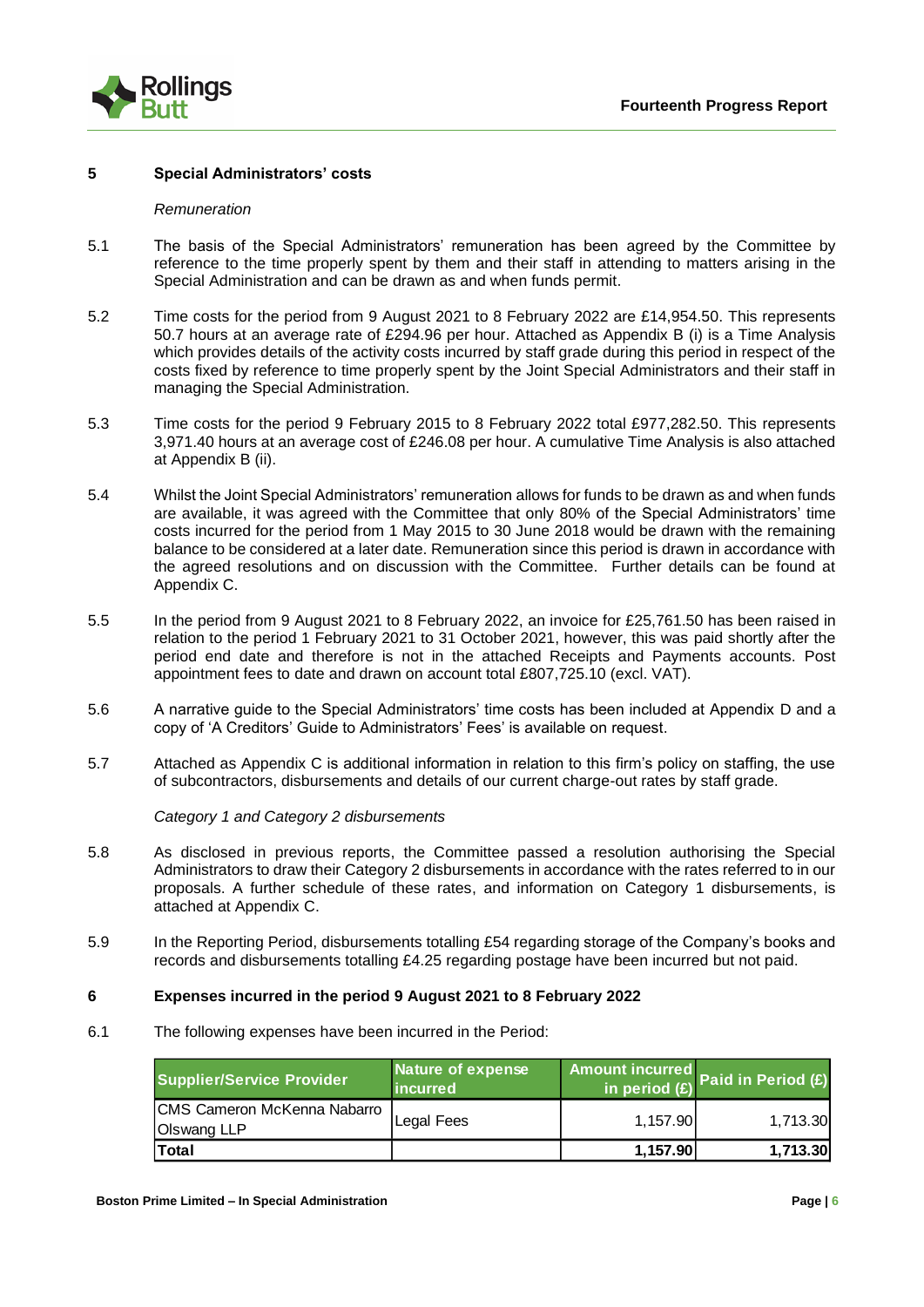## 5 Special Administrators' costs

*Remuneration*

5.1 The basis of the Special Administrators' remuneration has been agreed by the Committee by reference to the time properly spent by them and their staff in attending to matters arising in the Special Administration and can be drawn as and when funds permit.

5.2 Time costs for the period from 9 August 2021 to 8 February 2022 are £14,954.50. This represents 50.7 hours at an average rate of £294.96 per hour. Attached as Appendix B (i) is a Time Analysis which provides details of the activity costs incurred by staff grade during this period in respect of the costs fixed by reference to time properly spent by the Joint Special Administrators and their staff in managing the Special Administration.

5.3 Time costs for the period 9 February 2015 to 8 February 2022 total £977,282.50. This represents 3,971.40 hours at an average cost of £246.08 per hour. A cumulative Time Analysis is also attached at Appendix B (ii).

5.4 Whilst the Joint Special Administrators' remuneration allows for funds to be drawn as and when funds are available, it was agreed with the Committee that only 80% of the Special Administrators' time costs incurred for the period from 1 May 2015 to 30 June 2018 would be drawn with the remaining balance to be considered at a later date. Remuneration since this period is drawn in accordance with the agreed resolutions and on discussion with the Committee. Further details can be found at Appendix C.

5.5 In the period from 9 August 2021 to 8 February 2022, an invoice for £25,761.50 has been raised in relation to the period 1 February 2021 to 31 October 2021, however, this was paid shortly after the period end date and therefore is not in the attached Receipts and Payments accounts. Post appointment fees to date and drawn on account total £807,725.10 (excl. VAT).

5.6 A narrative guide to the Special Administrators' time costs has been included at Appendix D and a copy of 'A Creditors' Guide to Administrators' Fees' is available on request.

5.7 Attached as Appendix C is additional information in relation to this firm's policy on staffing, the use of subcontractors, disbursements and details of our current charge-out rates by staff grade.

*Category 1 and Category 2 disbursements*

5.8 As disclosed in previous reports, the Committee passed a resolution authorising the Special Administrators to draw their Category 2 disbursements in accordance with the rates referred to in our proposals. A further schedule of these rates, and information on Category 1 disbursements, is attached at Appendix C.

5.9 In the Reporting Period, disbursements totalling £54 regarding storage of the Company's books and records and disbursements totalling £4.25 regarding postage have been incurred but not paid.

## 6 Expenses incurred in the period 9 August 2021 to 8 February 2022

6.1 The following expenses have been incurred in the Period:

| Supplier/Service Provider | Nature of expense incurred | Amount incurred in period (£) | Paid in Period (£) |
|---|---|---|---|
| CMS Cameron McKenna Nabarro Olswang LLP | Legal Fees | 1,157.90 | 1,713.30 |
| **Total** | | **1,157.90** | **1,713.30** |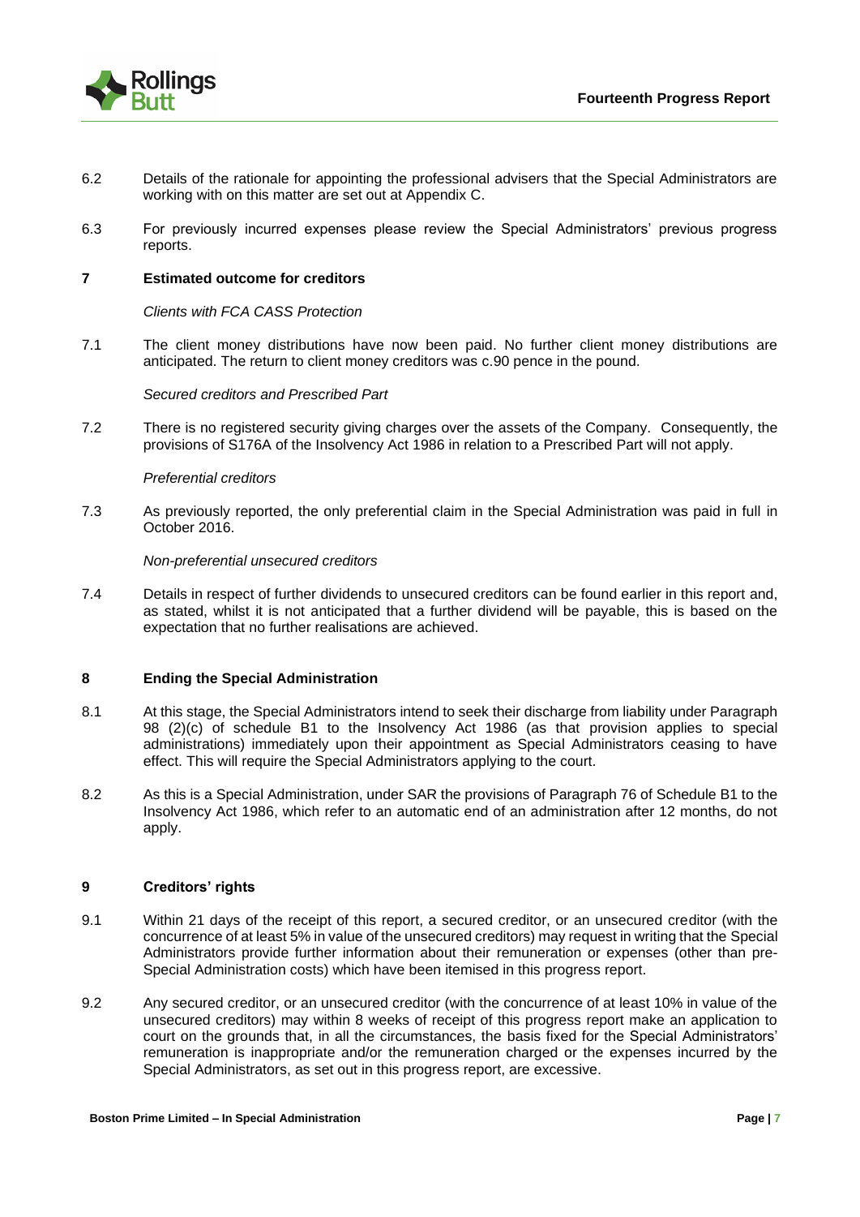6.2 Details of the rationale for appointing the professional advisers that the Special Administrators are working with on this matter are set out at Appendix C.

6.3 For previously incurred expenses please review the Special Administrators' previous progress reports.

## 7 Estimated outcome for creditors

*Clients with FCA CASS Protection*

7.1 The client money distributions have now been paid. No further client money distributions are anticipated. The return to client money creditors was c.90 pence in the pound.

*Secured creditors and Prescribed Part*

7.2 There is no registered security giving charges over the assets of the Company. Consequently, the provisions of S176A of the Insolvency Act 1986 in relation to a Prescribed Part will not apply.

*Preferential creditors*

7.3 As previously reported, the only preferential claim in the Special Administration was paid in full in October 2016.

*Non-preferential unsecured creditors*

7.4 Details in respect of further dividends to unsecured creditors can be found earlier in this report and, as stated, whilst it is not anticipated that a further dividend will be payable, this is based on the expectation that no further realisations are achieved.

## 8 Ending the Special Administration

8.1 At this stage, the Special Administrators intend to seek their discharge from liability under Paragraph 98 (2)(c) of schedule B1 to the Insolvency Act 1986 (as that provision applies to special administrations) immediately upon their appointment as Special Administrators ceasing to have effect. This will require the Special Administrators applying to the court.

8.2 As this is a Special Administration, under SAR the provisions of Paragraph 76 of Schedule B1 to the Insolvency Act 1986, which refer to an automatic end of an administration after 12 months, do not apply.

## 9 Creditors' rights

9.1 Within 21 days of the receipt of this report, a secured creditor, or an unsecured creditor (with the concurrence of at least 5% in value of the unsecured creditors) may request in writing that the Special Administrators provide further information about their remuneration or expenses (other than pre-Special Administration costs) which have been itemised in this progress report.

9.2 Any secured creditor, or an unsecured creditor (with the concurrence of at least 10% in value of the unsecured creditors) may within 8 weeks of receipt of this progress report make an application to court on the grounds that, in all the circumstances, the basis fixed for the Special Administrators' remuneration is inappropriate and/or the remuneration charged or the expenses incurred by the Special Administrators, as set out in this progress report, are excessive.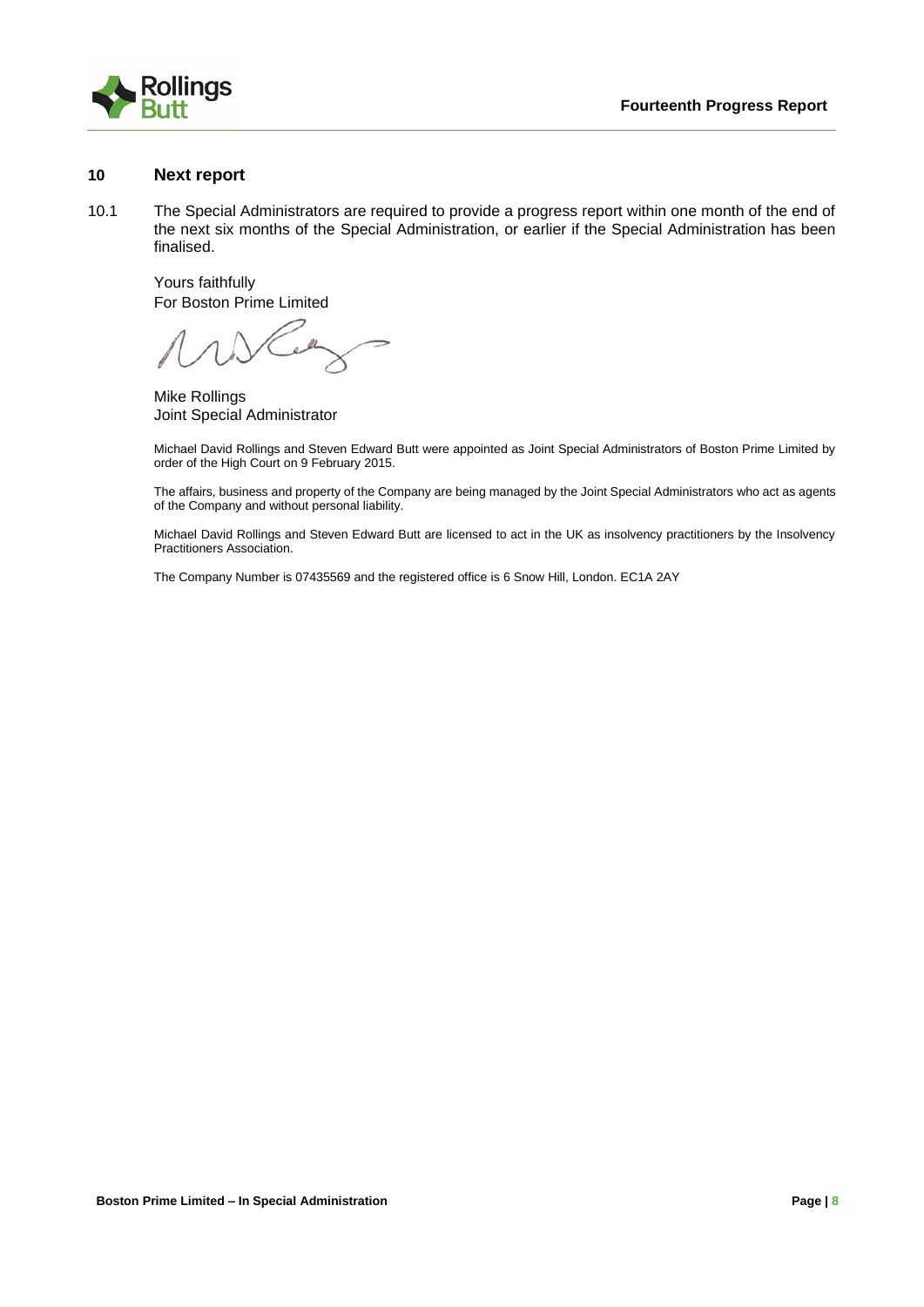## 10 Next report

10.1 The Special Administrators are required to provide a progress report within one month of the end of the next six months of the Special Administration, or earlier if the Special Administration has been finalised.

Yours faithfully
For Boston Prime Limited

Mike Rollings
Joint Special Administrator

Michael David Rollings and Steven Edward Butt were appointed as Joint Special Administrators of Boston Prime Limited by order of the High Court on 9 February 2015.

The affairs, business and property of the Company are being managed by the Joint Special Administrators who act as agents of the Company and without personal liability.

Michael David Rollings and Steven Edward Butt are licensed to act in the UK as insolvency practitioners by the Insolvency Practitioners Association.

The Company Number is 07435569 and the registered office is 6 Snow Hill, London. EC1A 2AY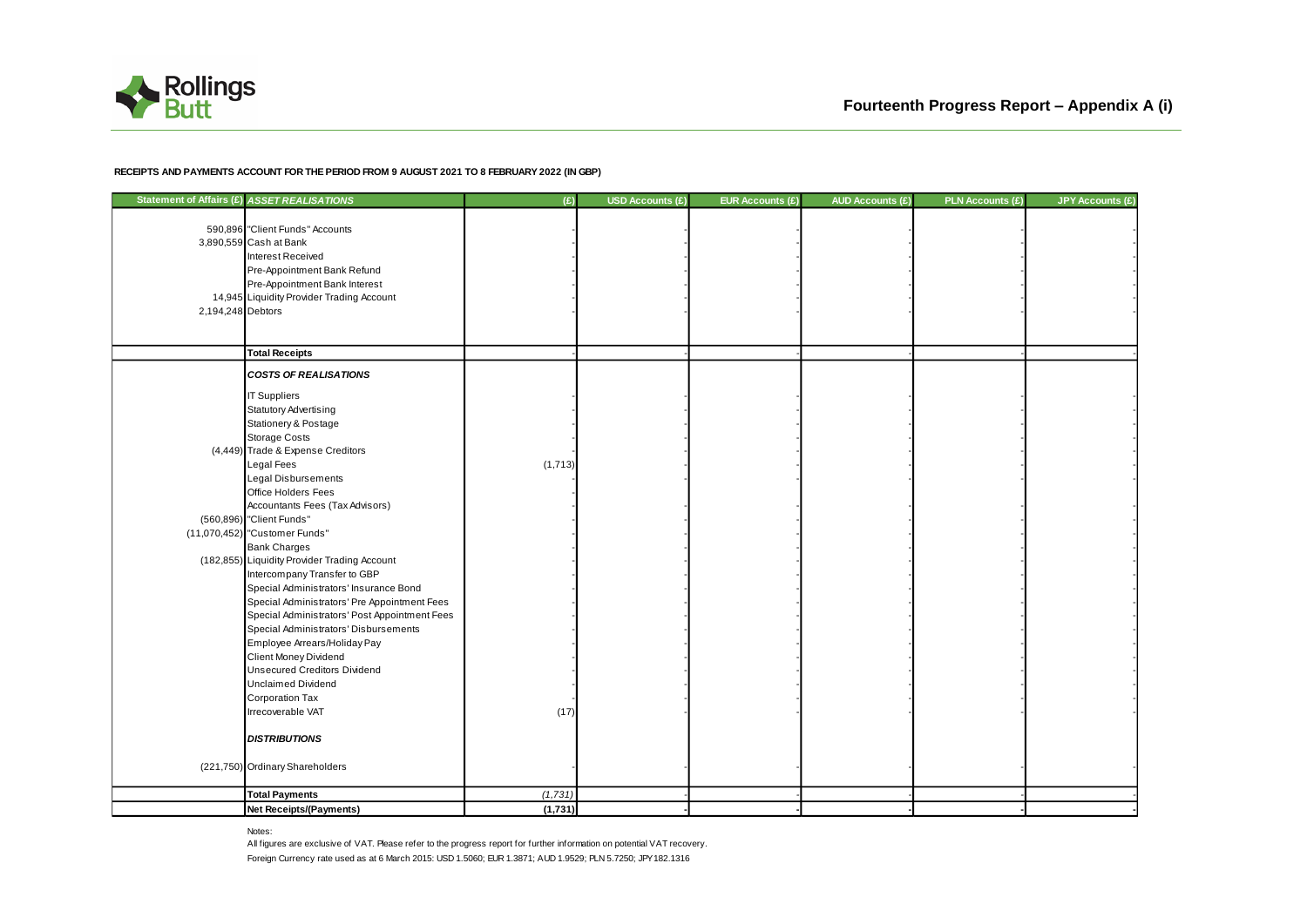## Fourteenth Progress Report – Appendix A (i)

**RECEIPTS AND PAYMENTS ACCOUNT FOR THE PERIOD FROM 9 AUGUST 2021 TO 8 FEBRUARY 2022 (IN GBP)**

| Statement of Affairs (£) | *ASSET REALISATIONS* | (£) | USD Accounts (£) | EUR Accounts (£) | AUD Accounts (£) | PLN Accounts (£) | JPY Accounts (£) |
|---|---|---|---|---|---|---|---|
| 590,896 | "Client Funds" Accounts | - | - | - | - | - | - |
| 3,890,559 | Cash at Bank | - | - | - | - | - | - |
| | Interest Received | - | - | - | - | - | - |
| | Pre-Appointment Bank Refund | - | - | - | - | - | - |
| | Pre-Appointment Bank Interest | - | - | - | - | - | - |
| 14,945 | Liquidity Provider Trading Account | - | - | - | - | - | - |
| 2,194,248 | Debtors | - | - | - | - | - | - |
| | **Total Receipts** | - | - | - | - | - | - |
| | ***COSTS OF REALISATIONS*** | | | | | | |
| | IT Suppliers | - | - | - | - | - | - |
| | Statutory Advertising | - | - | - | - | - | - |
| | Stationery & Postage | - | - | - | - | - | - |
| | Storage Costs | - | - | - | - | - | - |
| (4,449) | Trade & Expense Creditors | - | - | - | - | - | - |
| | Legal Fees | (1,713) | - | - | - | - | - |
| | Legal Disbursements | - | - | - | - | - | - |
| | Office Holders Fees | - | - | - | - | - | - |
| | Accountants Fees (Tax Advisors) | - | - | - | - | - | - |
| (560,896) | "Client Funds" | - | - | - | - | - | - |
| (11,070,452) | "Customer Funds" | - | - | - | - | - | - |
| | Bank Charges | - | - | - | - | - | - |
| (182,855) | Liquidity Provider Trading Account | - | - | - | - | - | - |
| | Intercompany Transfer to GBP | - | - | - | - | - | - |
| | Special Administrators' Insurance Bond | - | - | - | - | - | - |
| | Special Administrators' Pre Appointment Fees | - | - | - | - | - | - |
| | Special Administrators' Post Appointment Fees | - | - | - | - | - | - |
| | Special Administrators' Disbursements | - | - | - | - | - | - |
| | Employee Arrears/Holiday Pay | - | - | - | - | - | - |
| | Client Money Dividend | - | - | - | - | - | - |
| | Unsecured Creditors Dividend | - | - | - | - | - | - |
| | Unclaimed Dividend | - | - | - | - | - | - |
| | Corporation Tax | - | - | - | - | - | - |
| | Irrecoverable VAT | (17) | - | - | - | - | - |
| | ***DISTRIBUTIONS*** | | | | | | |
| (221,750) | Ordinary Shareholders | - | - | - | - | - | - |
| | **Total Payments** | *(1,731)* | - | - | - | - | - |
| | **Net Receipts/(Payments)** | **(1,731)** | **-** | **-** | **-** | **-** | **-** |

Notes:

All figures are exclusive of VAT. Please refer to the progress report for further information on potential VAT recovery.

Foreign Currency rate used as at 6 March 2015: USD 1.5060; EUR 1.3871; AUD 1.9529; PLN 5.7250; JPY 182.1316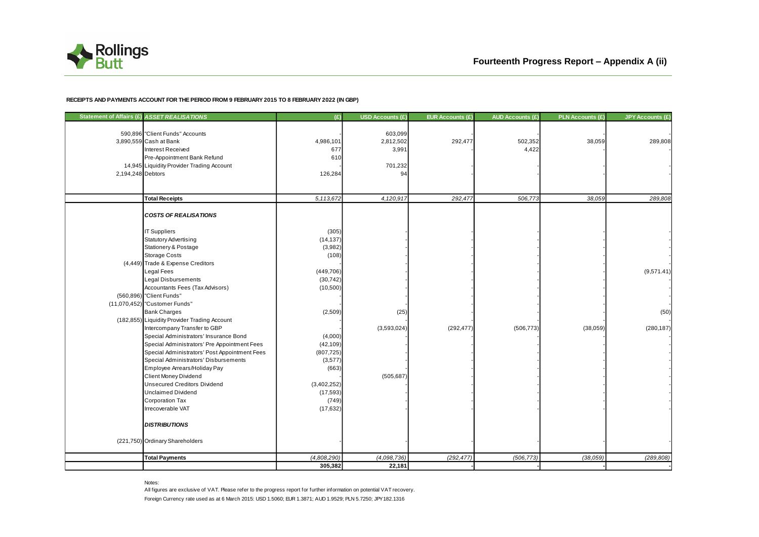# Fourteenth Progress Report – Appendix A (ii)

**RECEIPTS AND PAYMENTS ACCOUNT FOR THE PERIOD FROM 9 FEBRUARY 2015 TO 8 FEBRUARY 2022 (IN GBP)**

| Statement of Affairs (£) | *ASSET REALISATIONS* | (£) | USD Accounts (£) | EUR Accounts (£) | AUD Accounts (£) | PLN Accounts (£) | JPY Accounts (£) |
|---|---|---|---|---|---|---|---|
| 590,896 | "Client Funds" Accounts | - | 603,099 | | | | - |
| 3,890,559 | Cash at Bank | 4,986,101 | 2,812,502 | 292,477 | 502,352 | 38,059 | 289,808 |
| | Interest Received | 677 | 3,991 | - | 4,422 | | - |
| | Pre-Appointment Bank Refund | 610 | | | | | |
| 14,945 | Liquidity Provider Trading Account | - | 701,232 | - | - | - | - |
| 2,194,248 | Debtors | 126,284 | 94 | - | - | - | - |
| | **Total Receipts** | *5,113,672* | *4,120,917* | *292,477* | *506,773* | *38,059* | *289,808* |
| | ***COSTS OF REALISATIONS*** | | | | | | |
| | IT Suppliers | (305) | - | - | - | - | - |
| | Statutory Advertising | (14,137) | - | - | - | - | - |
| | Stationery & Postage | (3,982) | - | - | - | - | - |
| | Storage Costs | (108) | - | - | - | - | - |
| (4,449) | Trade & Expense Creditors | - | - | - | - | - | - |
| | Legal Fees | (449,706) | - | - | - | - | (9,571.41) |
| | Legal Disbursements | (30,742) | - | - | - | - | - |
| | Accountants Fees (Tax Advisors) | (10,500) | - | - | - | - | - |
| (560,896) | "Client Funds" | - | - | - | - | - | - |
| (11,070,452) | "Customer Funds" | - | - | - | - | - | - |
| | Bank Charges | (2,509) | (25) | - | - | - | (50) |
| (182,855) | Liquidity Provider Trading Account | - | - | - | - | - | - |
| | Intercompany Transfer to GBP | - | (3,593,024) | (292,477) | (506,773) | (38,059) | (280,187) |
| | Special Administrators' Insurance Bond | (4,000) | - | - | - | - | - |
| | Special Administrators' Pre Appointment Fees | (42,109) | - | - | - | - | - |
| | Special Administrators' Post Appointment Fees | (807,725) | - | - | - | - | - |
| | Special Administrators' Disbursements | (3,577) | - | - | - | - | - |
| | Employee Arrears/Holiday Pay | (663) | - | - | - | - | - |
| | Client Money Dividend | - | (505,687) | - | - | - | - |
| | Unsecured Creditors Dividend | (3,402,252) | - | - | - | - | - |
| | Unclaimed Dividend | (17,593) | - | - | - | - | - |
| | Corporation Tax | (749) | - | - | - | - | - |
| | Irrecoverable VAT | (17,632) | - | - | - | - | - |
| | ***DISTRIBUTIONS*** | | | | | | |
| (221,750) | Ordinary Shareholders | - | - | - | - | - | - |
| | **Total Payments** | *(4,808,290)* | *(4,098,736)* | *(292,477)* | *(506,773)* | *(38,059)* | *(289,808)* |
| | | **305,382** | **22,181** | - | - | - | - |

Notes:

All figures are exclusive of VAT. Please refer to the progress report for further information on potential VAT recovery.

Foreign Currency rate used as at 6 March 2015: USD 1.5060; EUR 1.3871; AUD 1.9529; PLN 5.7250; JPY 182.1316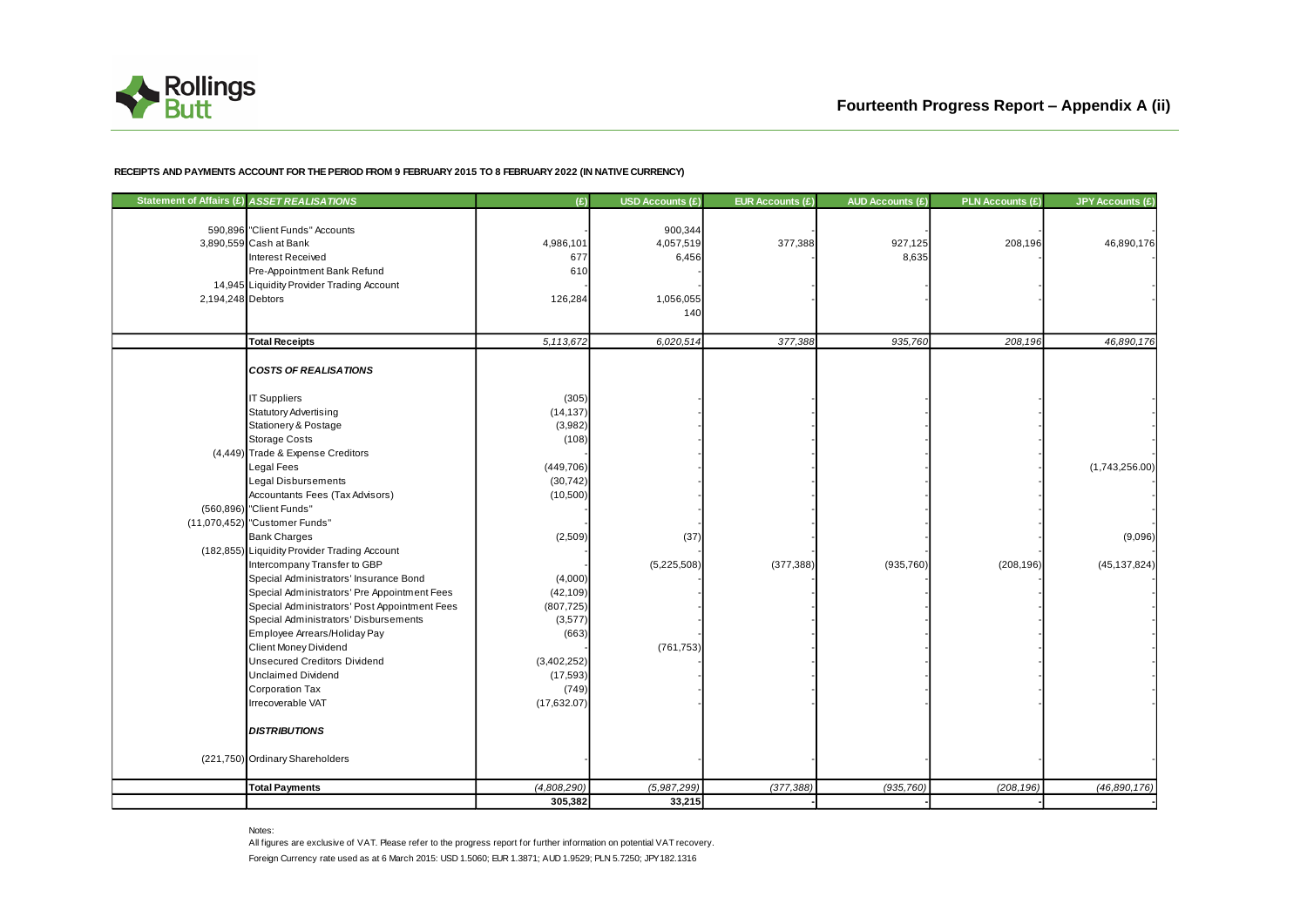# Fourteenth Progress Report – Appendix A (ii)

**RECEIPTS AND PAYMENTS ACCOUNT FOR THE PERIOD FROM 9 FEBRUARY 2015 TO 8 FEBRUARY 2022 (IN NATIVE CURRENCY)**

| Statement of Affairs (£) | *ASSET REALISATIONS* | (£) | USD Accounts (£) | EUR Accounts (£) | AUD Accounts (£) | PLN Accounts (£) | JPY Accounts (£) |
|---|---|---|---|---|---|---|---|
| 590,896 | "Client Funds" Accounts | - | 900,344 | | | | - |
| 3,890,559 | Cash at Bank | 4,986,101 | 4,057,519 | 377,388 | 927,125 | 208,196 | 46,890,176 |
| | Interest Received | 677 | 6,456 | - | 8,635 | | - |
| | Pre-Appointment Bank Refund | 610 | - | | | | |
| 14,945 | Liquidity Provider Trading Account | - | - | - | - | - | - |
| 2,194,248 | Debtors | 126,284 | 1,056,055 | - | - | - | - |
| | | | 140 | | | | |
| | **Total Receipts** | *5,113,672* | *6,020,514* | *377,388* | *935,760* | *208,196* | *46,890,176* |
| | ***COSTS OF REALISATIONS*** | | | | | | |
| | IT Suppliers | (305) | - | - | - | - | - |
| | Statutory Advertising | (14,137) | - | - | - | - | - |
| | Stationery & Postage | (3,982) | - | - | - | - | - |
| | Storage Costs | (108) | - | - | - | - | - |
| (4,449) | Trade & Expense Creditors | - | - | - | - | - | - |
| | Legal Fees | (449,706) | - | - | - | - | (1,743,256.00) |
| | Legal Disbursements | (30,742) | - | - | - | - | - |
| | Accountants Fees (Tax Advisors) | (10,500) | - | - | - | - | - |
| (560,896) | "Client Funds" | - | - | - | - | - | - |
| (11,070,452) | "Customer Funds" | - | - | - | - | - | - |
| | Bank Charges | (2,509) | (37) | - | - | - | (9,096) |
| (182,855) | Liquidity Provider Trading Account | - | - | - | - | - | - |
| | Intercompany Transfer to GBP | - | (5,225,508) | (377,388) | (935,760) | (208,196) | (45,137,824) |
| | Special Administrators' Insurance Bond | (4,000) | - | - | - | - | - |
| | Special Administrators' Pre Appointment Fees | (42,109) | - | - | - | - | - |
| | Special Administrators' Post Appointment Fees | (807,725) | - | - | - | - | - |
| | Special Administrators' Disbursements | (3,577) | - | - | - | - | - |
| | Employee Arrears/Holiday Pay | (663) | - | - | - | - | - |
| | Client Money Dividend | - | (761,753) | - | - | - | - |
| | Unsecured Creditors Dividend | (3,402,252) | - | - | - | - | - |
| | Unclaimed Dividend | (17,593) | - | - | - | - | - |
| | Corporation Tax | (749) | - | - | - | - | - |
| | Irrecoverable VAT | (17,632.07) | - | - | - | - | - |
| | ***DISTRIBUTIONS*** | | | | | | |
| (221,750) | Ordinary Shareholders | - | - | - | - | - | - |
| | **Total Payments** | *(4,808,290)* | *(5,987,299)* | *(377,388)* | *(935,760)* | *(208,196)* | *(46,890,176)* |
| | | **305,382** | **33,215** | **-** | **-** | **-** | **-** |

Notes:

All figures are exclusive of VAT. Please refer to the progress report for further information on potential VAT recovery.

Foreign Currency rate used as at 6 March 2015: USD 1.5060; EUR 1.3871; AUD 1.9529; PLN 5.7250; JPY 182.1316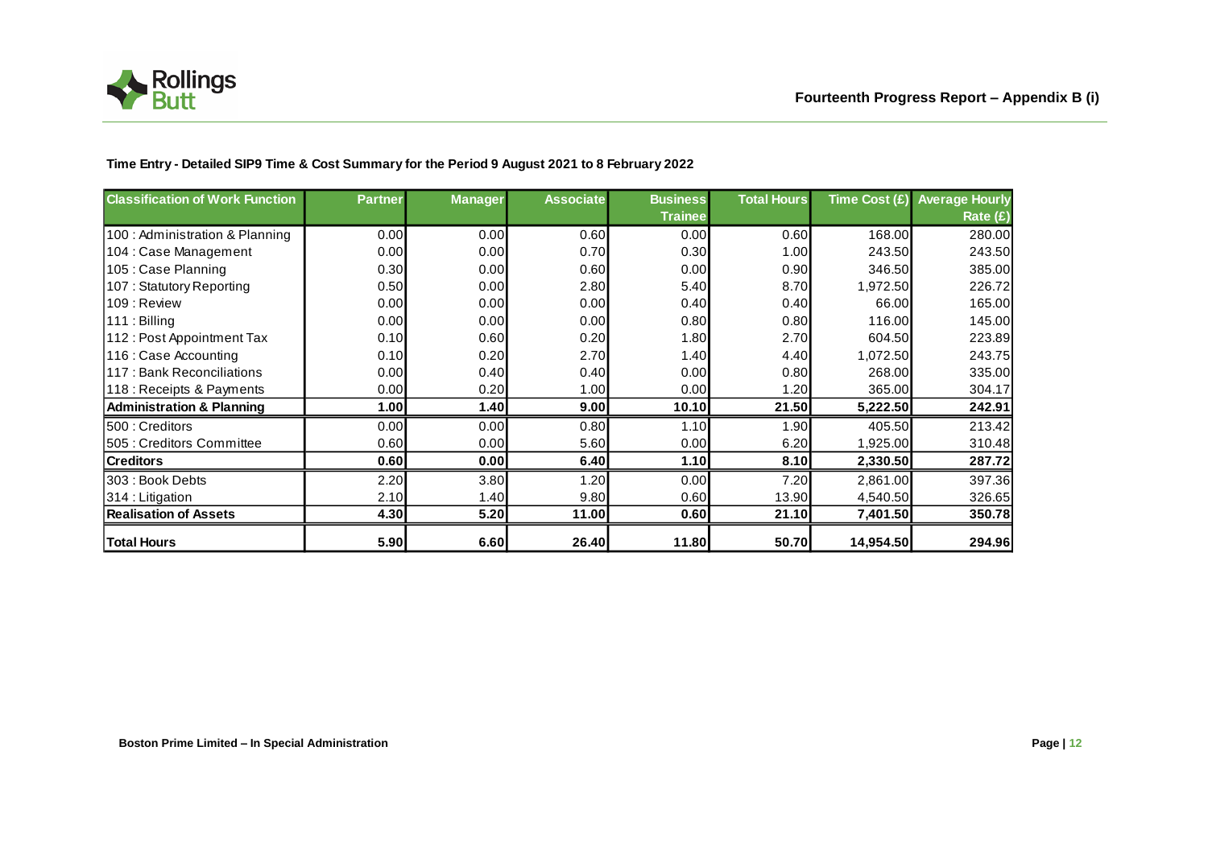**Fourteenth Progress Report – Appendix B (i)**

**Time Entry - Detailed SIP9 Time & Cost Summary for the Period 9 August 2021 to 8 February 2022**

| Classification of Work Function | Partner | Manager | Associate | Business Trainee | Total Hours | Time Cost (£) | Average Hourly Rate (£) |
|---|---|---|---|---|---|---|---|
| 100 : Administration & Planning | 0.00 | 0.00 | 0.60 | 0.00 | 0.60 | 168.00 | 280.00 |
| 104 : Case Management | 0.00 | 0.00 | 0.70 | 0.30 | 1.00 | 243.50 | 243.50 |
| 105 : Case Planning | 0.30 | 0.00 | 0.60 | 0.00 | 0.90 | 346.50 | 385.00 |
| 107 : Statutory Reporting | 0.50 | 0.00 | 2.80 | 5.40 | 8.70 | 1,972.50 | 226.72 |
| 109 : Review | 0.00 | 0.00 | 0.00 | 0.40 | 0.40 | 66.00 | 165.00 |
| 111 : Billing | 0.00 | 0.00 | 0.00 | 0.80 | 0.80 | 116.00 | 145.00 |
| 112 : Post Appointment Tax | 0.10 | 0.60 | 0.20 | 1.80 | 2.70 | 604.50 | 223.89 |
| 116 : Case Accounting | 0.10 | 0.20 | 2.70 | 1.40 | 4.40 | 1,072.50 | 243.75 |
| 117 : Bank Reconciliations | 0.00 | 0.40 | 0.40 | 0.00 | 0.80 | 268.00 | 335.00 |
| 118 : Receipts & Payments | 0.00 | 0.20 | 1.00 | 0.00 | 1.20 | 365.00 | 304.17 |
| **Administration & Planning** | **1.00** | **1.40** | **9.00** | **10.10** | **21.50** | **5,222.50** | **242.91** |
| 500 : Creditors | 0.00 | 0.00 | 0.80 | 1.10 | 1.90 | 405.50 | 213.42 |
| 505 : Creditors Committee | 0.60 | 0.00 | 5.60 | 0.00 | 6.20 | 1,925.00 | 310.48 |
| **Creditors** | **0.60** | **0.00** | **6.40** | **1.10** | **8.10** | **2,330.50** | **287.72** |
| 303 : Book Debts | 2.20 | 3.80 | 1.20 | 0.00 | 7.20 | 2,861.00 | 397.36 |
| 314 : Litigation | 2.10 | 1.40 | 9.80 | 0.60 | 13.90 | 4,540.50 | 326.65 |
| **Realisation of Assets** | **4.30** | **5.20** | **11.00** | **0.60** | **21.10** | **7,401.50** | **350.78** |
| **Total Hours** | **5.90** | **6.60** | **26.40** | **11.80** | **50.70** | **14,954.50** | **294.96** |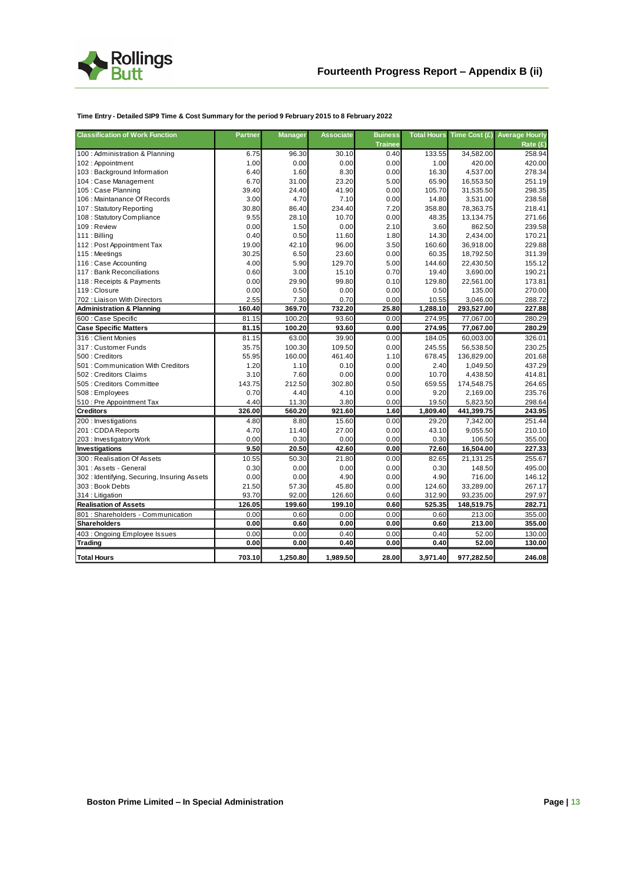# Fourteenth Progress Report – Appendix B (ii)

**Time Entry - Detailed SIP9 Time & Cost Summary for the period 9 February 2015 to 8 February 2022**

| Classification of Work Function | Partner | Manager | Associate | Buiness Trainee | Total Hours | Time Cost (£) | Average Hourly Rate (£) |
|---|---|---|---|---|---|---|---|
| 100 : Administration & Planning | 6.75 | 96.30 | 30.10 | 0.40 | 133.55 | 34,582.00 | 258.94 |
| 102 : Appointment | 1.00 | 0.00 | 0.00 | 0.00 | 1.00 | 420.00 | 420.00 |
| 103 : Background Information | 6.40 | 1.60 | 8.30 | 0.00 | 16.30 | 4,537.00 | 278.34 |
| 104 : Case Management | 6.70 | 31.00 | 23.20 | 5.00 | 65.90 | 16,553.50 | 251.19 |
| 105 : Case Planning | 39.40 | 24.40 | 41.90 | 0.00 | 105.70 | 31,535.50 | 298.35 |
| 106 : Maintanance Of Records | 3.00 | 4.70 | 7.10 | 0.00 | 14.80 | 3,531.00 | 238.58 |
| 107 : Statutory Reporting | 30.80 | 86.40 | 234.40 | 7.20 | 358.80 | 78,363.75 | 218.41 |
| 108 : Statutory Compliance | 9.55 | 28.10 | 10.70 | 0.00 | 48.35 | 13,134.75 | 271.66 |
| 109 : Review | 0.00 | 1.50 | 0.00 | 2.10 | 3.60 | 862.50 | 239.58 |
| 111 : Billing | 0.40 | 0.50 | 11.60 | 1.80 | 14.30 | 2,434.00 | 170.21 |
| 112 : Post Appointment Tax | 19.00 | 42.10 | 96.00 | 3.50 | 160.60 | 36,918.00 | 229.88 |
| 115 : Meetings | 30.25 | 6.50 | 23.60 | 0.00 | 60.35 | 18,792.50 | 311.39 |
| 116 : Case Accounting | 4.00 | 5.90 | 129.70 | 5.00 | 144.60 | 22,430.50 | 155.12 |
| 117 : Bank Reconciliations | 0.60 | 3.00 | 15.10 | 0.70 | 19.40 | 3,690.00 | 190.21 |
| 118 : Receipts & Payments | 0.00 | 29.90 | 99.80 | 0.10 | 129.80 | 22,561.00 | 173.81 |
| 119 : Closure | 0.00 | 0.50 | 0.00 | 0.00 | 0.50 | 135.00 | 270.00 |
| 702 : Liaison With Directors | 2.55 | 7.30 | 0.70 | 0.00 | 10.55 | 3,046.00 | 288.72 |
| **Administration & Planning** | **160.40** | **369.70** | **732.20** | **25.80** | **1,288.10** | **293,527.00** | **227.88** |
| 600 : Case Specific | 81.15 | 100.20 | 93.60 | 0.00 | 274.95 | 77,067.00 | 280.29 |
| **Case Specific Matters** | **81.15** | **100.20** | **93.60** | **0.00** | **274.95** | **77,067.00** | **280.29** |
| 316 : Client Monies | 81.15 | 63.00 | 39.90 | 0.00 | 184.05 | 60,003.00 | 326.01 |
| 317 : Customer Funds | 35.75 | 100.30 | 109.50 | 0.00 | 245.55 | 56,538.50 | 230.25 |
| 500 : Creditors | 55.95 | 160.00 | 461.40 | 1.10 | 678.45 | 136,829.00 | 201.68 |
| 501 : Communication With Creditors | 1.20 | 1.10 | 0.10 | 0.00 | 2.40 | 1,049.50 | 437.29 |
| 502 : Creditors Claims | 3.10 | 7.60 | 0.00 | 0.00 | 10.70 | 4,438.50 | 414.81 |
| 505 : Creditors Committee | 143.75 | 212.50 | 302.80 | 0.50 | 659.55 | 174,548.75 | 264.65 |
| 508 : Employees | 0.70 | 4.40 | 4.10 | 0.00 | 9.20 | 2,169.00 | 235.76 |
| 510 : Pre Appointment Tax | 4.40 | 11.30 | 3.80 | 0.00 | 19.50 | 5,823.50 | 298.64 |
| **Creditors** | **326.00** | **560.20** | **921.60** | **1.60** | **1,809.40** | **441,399.75** | **243.95** |
| 200 : Investigations | 4.80 | 8.80 | 15.60 | 0.00 | 29.20 | 7,342.00 | 251.44 |
| 201 : CDDA Reports | 4.70 | 11.40 | 27.00 | 0.00 | 43.10 | 9,055.50 | 210.10 |
| 203 : Investigatory Work | 0.00 | 0.30 | 0.00 | 0.00 | 0.30 | 106.50 | 355.00 |
| **Investigations** | **9.50** | **20.50** | **42.60** | **0.00** | **72.60** | **16,504.00** | **227.33** |
| 300 : Realisation Of Assets | 10.55 | 50.30 | 21.80 | 0.00 | 82.65 | 21,131.25 | 255.67 |
| 301 : Assets - General | 0.30 | 0.00 | 0.00 | 0.00 | 0.30 | 148.50 | 495.00 |
| 302 : Identifying, Securing, Insuring Assets | 0.00 | 0.00 | 4.90 | 0.00 | 4.90 | 716.00 | 146.12 |
| 303 : Book Debts | 21.50 | 57.30 | 45.80 | 0.00 | 124.60 | 33,289.00 | 267.17 |
| 314 : Litigation | 93.70 | 92.00 | 126.60 | 0.60 | 312.90 | 93,235.00 | 297.97 |
| **Realisation of Assets** | **126.05** | **199.60** | **199.10** | **0.60** | **525.35** | **148,519.75** | **282.71** |
| 801 : Shareholders - Communication | 0.00 | 0.60 | 0.00 | 0.00 | 0.60 | 213.00 | 355.00 |
| **Shareholders** | **0.00** | **0.60** | **0.00** | **0.00** | **0.60** | **213.00** | **355.00** |
| 403 : Ongoing Employee Issues | 0.00 | 0.00 | 0.40 | 0.00 | 0.40 | 52.00 | 130.00 |
| **Trading** | **0.00** | **0.00** | **0.40** | **0.00** | **0.40** | **52.00** | **130.00** |
| **Total Hours** | **703.10** | **1,250.80** | **1,989.50** | **28.00** | **3,971.40** | **977,282.50** | **246.08** |

**Boston Prime Limited – In Special Administration**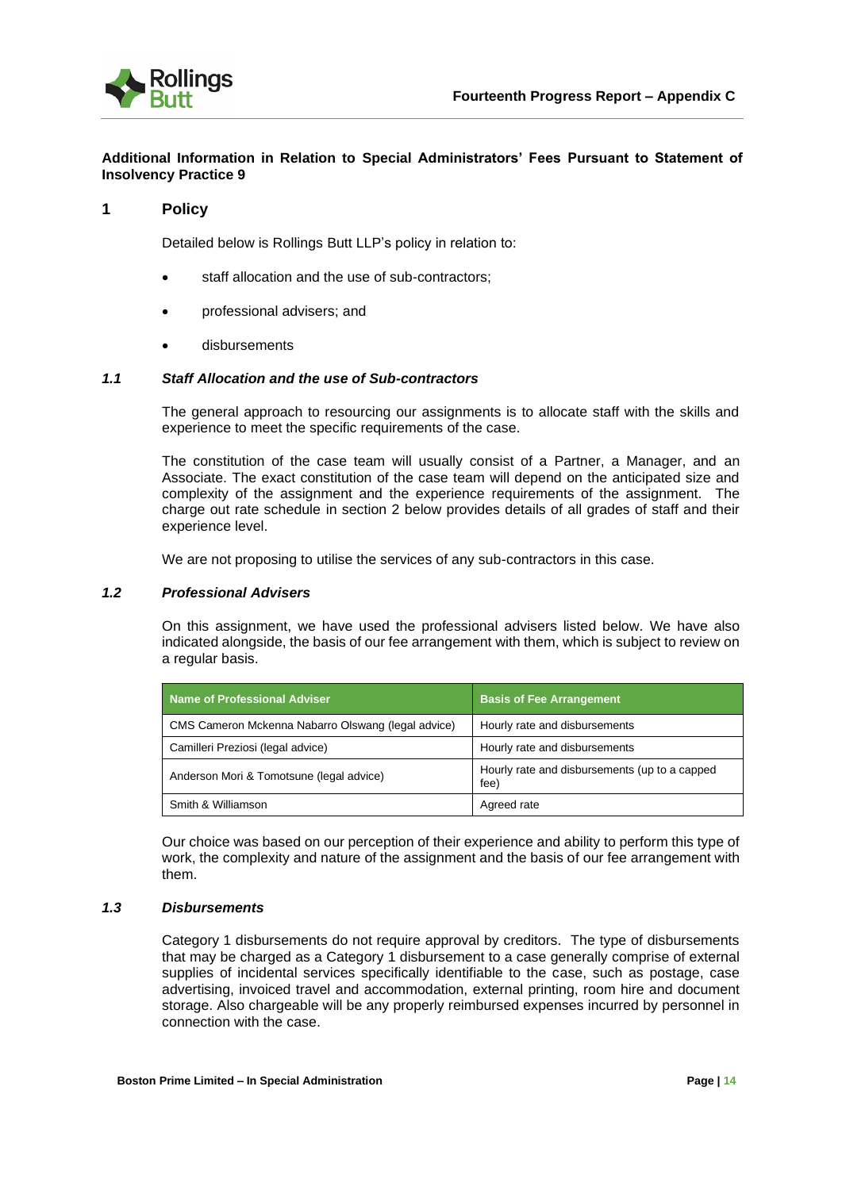**Additional Information in Relation to Special Administrators' Fees Pursuant to Statement of Insolvency Practice 9**

## 1 Policy

Detailed below is Rollings Butt LLP's policy in relation to:

- staff allocation and the use of sub-contractors;
- professional advisers; and
- disbursements

### *1.1 Staff Allocation and the use of Sub-contractors*

The general approach to resourcing our assignments is to allocate staff with the skills and experience to meet the specific requirements of the case.

The constitution of the case team will usually consist of a Partner, a Manager, and an Associate. The exact constitution of the case team will depend on the anticipated size and complexity of the assignment and the experience requirements of the assignment. The charge out rate schedule in section 2 below provides details of all grades of staff and their experience level.

We are not proposing to utilise the services of any sub-contractors in this case.

### *1.2 Professional Advisers*

On this assignment, we have used the professional advisers listed below. We have also indicated alongside, the basis of our fee arrangement with them, which is subject to review on a regular basis.

| Name of Professional Adviser | Basis of Fee Arrangement |
|---|---|
| CMS Cameron Mckenna Nabarro Olswang (legal advice) | Hourly rate and disbursements |
| Camilleri Preziosi (legal advice) | Hourly rate and disbursements |
| Anderson Mori & Tomotsune (legal advice) | Hourly rate and disbursements (up to a capped fee) |
| Smith & Williamson | Agreed rate |

Our choice was based on our perception of their experience and ability to perform this type of work, the complexity and nature of the assignment and the basis of our fee arrangement with them.

### *1.3 Disbursements*

Category 1 disbursements do not require approval by creditors. The type of disbursements that may be charged as a Category 1 disbursement to a case generally comprise of external supplies of incidental services specifically identifiable to the case, such as postage, case advertising, invoiced travel and accommodation, external printing, room hire and document storage. Also chargeable will be any properly reimbursed expenses incurred by personnel in connection with the case.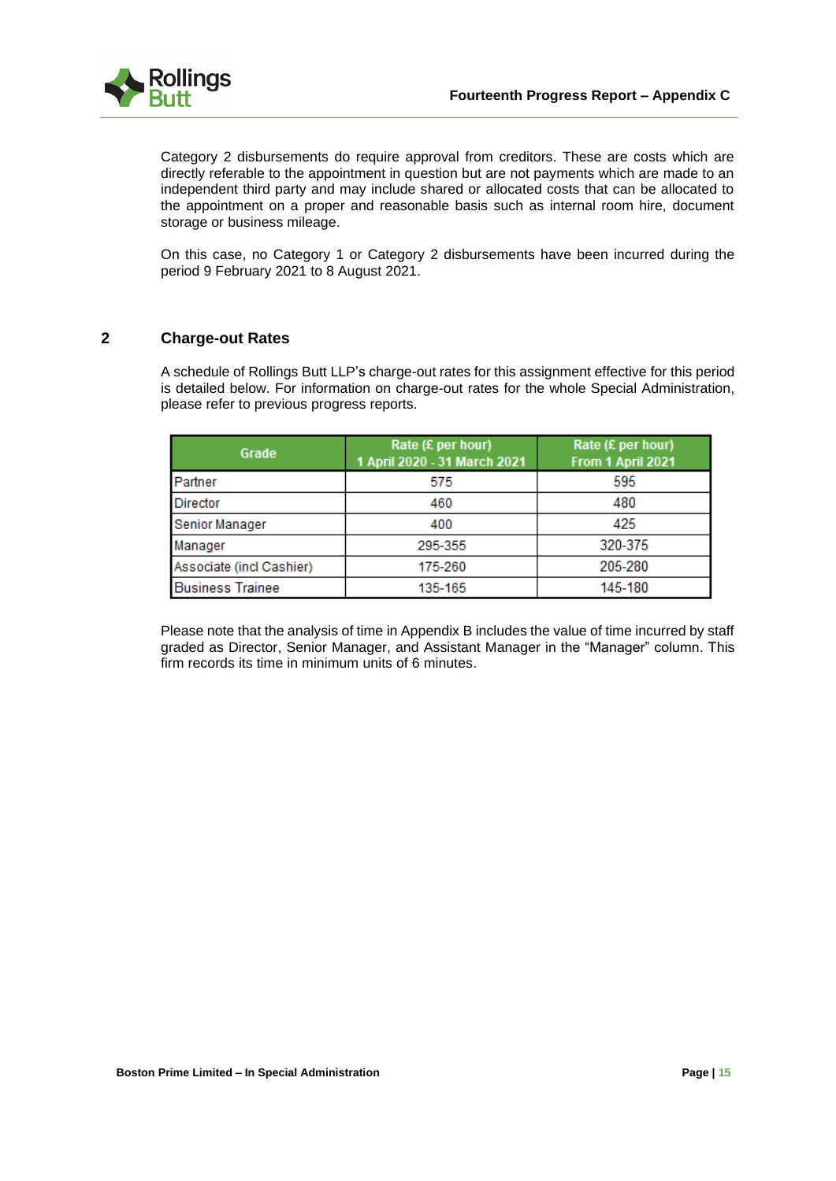Category 2 disbursements do require approval from creditors. These are costs which are directly referable to the appointment in question but are not payments which are made to an independent third party and may include shared or allocated costs that can be allocated to the appointment on a proper and reasonable basis such as internal room hire, document storage or business mileage.

On this case, no Category 1 or Category 2 disbursements have been incurred during the period 9 February 2021 to 8 August 2021.

## 2 Charge-out Rates

A schedule of Rollings Butt LLP's charge-out rates for this assignment effective for this period is detailed below. For information on charge-out rates for the whole Special Administration, please refer to previous progress reports.

| Grade | Rate (£ per hour) 1 April 2020 - 31 March 2021 | Rate (£ per hour) From 1 April 2021 |
|---|---|---|
| Partner | 575 | 595 |
| Director | 460 | 480 |
| Senior Manager | 400 | 425 |
| Manager | 295-355 | 320-375 |
| Associate (incl Cashier) | 175-260 | 205-280 |
| Business Trainee | 135-165 | 145-180 |

Please note that the analysis of time in Appendix B includes the value of time incurred by staff graded as Director, Senior Manager, and Assistant Manager in the "Manager" column. This firm records its time in minimum units of 6 minutes.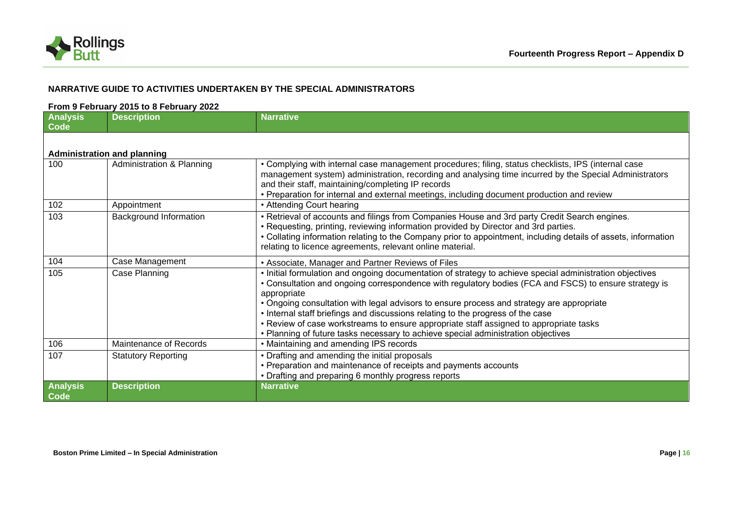## NARRATIVE GUIDE TO ACTIVITIES UNDERTAKEN BY THE SPECIAL ADMINISTRATORS

**From 9 February 2015 to 8 February 2022**

| Analysis Code | Description | Narrative |
|---|---|---|
| **Administration and planning** | | |
| 100 | Administration & Planning | • Complying with internal case management procedures; filing, status checklists, IPS (internal case management system) administration, recording and analysing time incurred by the Special Administrators and their staff, maintaining/completing IP records<br>• Preparation for internal and external meetings, including document production and review |
| 102 | Appointment | • Attending Court hearing |
| 103 | Background Information | • Retrieval of accounts and filings from Companies House and 3rd party Credit Search engines.<br>• Requesting, printing, reviewing information provided by Director and 3rd parties.<br>• Collating information relating to the Company prior to appointment, including details of assets, information relating to licence agreements, relevant online material. |
| 104 | Case Management | • Associate, Manager and Partner Reviews of Files |
| 105 | Case Planning | • Initial formulation and ongoing documentation of strategy to achieve special administration objectives<br>• Consultation and ongoing correspondence with regulatory bodies (FCA and FSCS) to ensure strategy is appropriate<br>• Ongoing consultation with legal advisors to ensure process and strategy are appropriate<br>• Internal staff briefings and discussions relating to the progress of the case<br>• Review of case workstreams to ensure appropriate staff assigned to appropriate tasks<br>• Planning of future tasks necessary to achieve special administration objectives |
| 106 | Maintenance of Records | • Maintaining and amending IPS records |
| 107 | Statutory Reporting | • Drafting and amending the initial proposals<br>• Preparation and maintenance of receipts and payments accounts<br>• Drafting and preparing 6 monthly progress reports |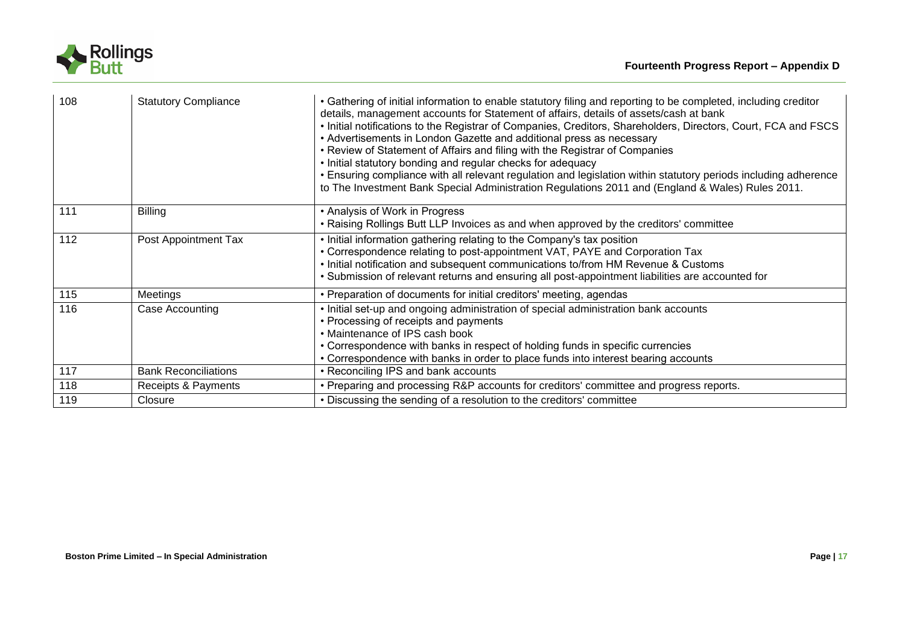| | | |
|---|---|---|
| 108 | Statutory Compliance | • Gathering of initial information to enable statutory filing and reporting to be completed, including creditor details, management accounts for Statement of affairs, details of assets/cash at bank<br>• Initial notifications to the Registrar of Companies, Creditors, Shareholders, Directors, Court, FCA and FSCS<br>• Advertisements in London Gazette and additional press as necessary<br>• Review of Statement of Affairs and filing with the Registrar of Companies<br>• Initial statutory bonding and regular checks for adequacy<br>• Ensuring compliance with all relevant regulation and legislation within statutory periods including adherence to The Investment Bank Special Administration Regulations 2011 and (England & Wales) Rules 2011. |
| 111 | Billing | • Analysis of Work in Progress<br>• Raising Rollings Butt LLP Invoices as and when approved by the creditors' committee |
| 112 | Post Appointment Tax | • Initial information gathering relating to the Company's tax position<br>• Correspondence relating to post-appointment VAT, PAYE and Corporation Tax<br>• Initial notification and subsequent communications to/from HM Revenue & Customs<br>• Submission of relevant returns and ensuring all post-appointment liabilities are accounted for |
| 115 | Meetings | • Preparation of documents for initial creditors' meeting, agendas |
| 116 | Case Accounting | • Initial set-up and ongoing administration of special administration bank accounts<br>• Processing of receipts and payments<br>• Maintenance of IPS cash book<br>• Correspondence with banks in respect of holding funds in specific currencies<br>• Correspondence with banks in order to place funds into interest bearing accounts |
| 117 | Bank Reconciliations | • Reconciling IPS and bank accounts |
| 118 | Receipts & Payments | • Preparing and processing R&P accounts for creditors' committee and progress reports. |
| 119 | Closure | • Discussing the sending of a resolution to the creditors' committee |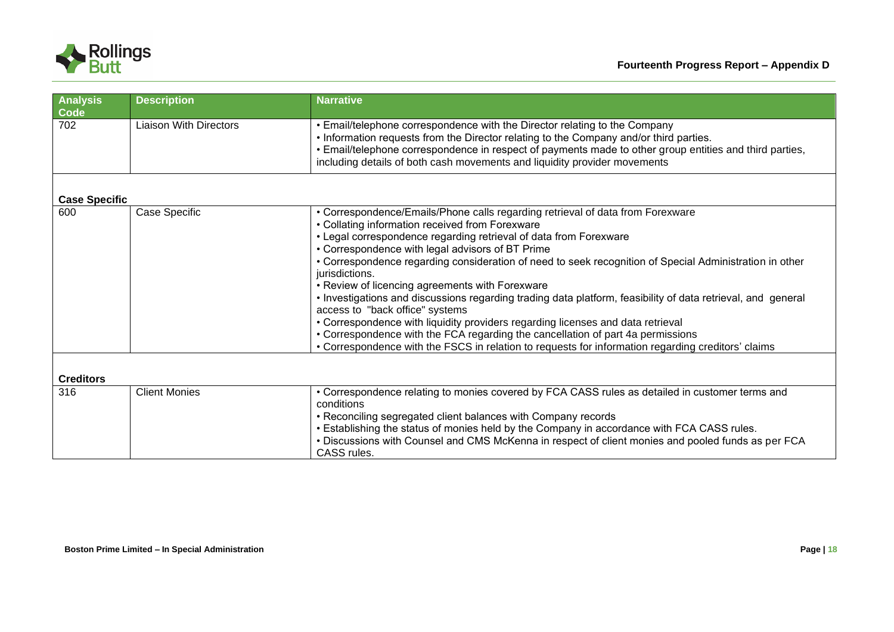| Analysis Code | Description | Narrative |
|---|---|---|
| 702 | Liaison With Directors | • Email/telephone correspondence with the Director relating to the Company<br>• Information requests from the Director relating to the Company and/or third parties.<br>• Email/telephone correspondence in respect of payments made to other group entities and third parties, including details of both cash movements and liquidity provider movements |
| **Case Specific** | | |
| 600 | Case Specific | • Correspondence/Emails/Phone calls regarding retrieval of data from Forexware<br>• Collating information received from Forexware<br>• Legal correspondence regarding retrieval of data from Forexware<br>• Correspondence with legal advisors of BT Prime<br>• Correspondence regarding consideration of need to seek recognition of Special Administration in other jurisdictions.<br>• Review of licencing agreements with Forexware<br>• Investigations and discussions regarding trading data platform, feasibility of data retrieval, and general access to "back office" systems<br>• Correspondence with liquidity providers regarding licenses and data retrieval<br>• Correspondence with the FCA regarding the cancellation of part 4a permissions<br>• Correspondence with the FSCS in relation to requests for information regarding creditors' claims |
| **Creditors** | | |
| 316 | Client Monies | • Correspondence relating to monies covered by FCA CASS rules as detailed in customer terms and conditions<br>• Reconciling segregated client balances with Company records<br>• Establishing the status of monies held by the Company in accordance with FCA CASS rules.<br>• Discussions with Counsel and CMS McKenna in respect of client monies and pooled funds as per FCA CASS rules. |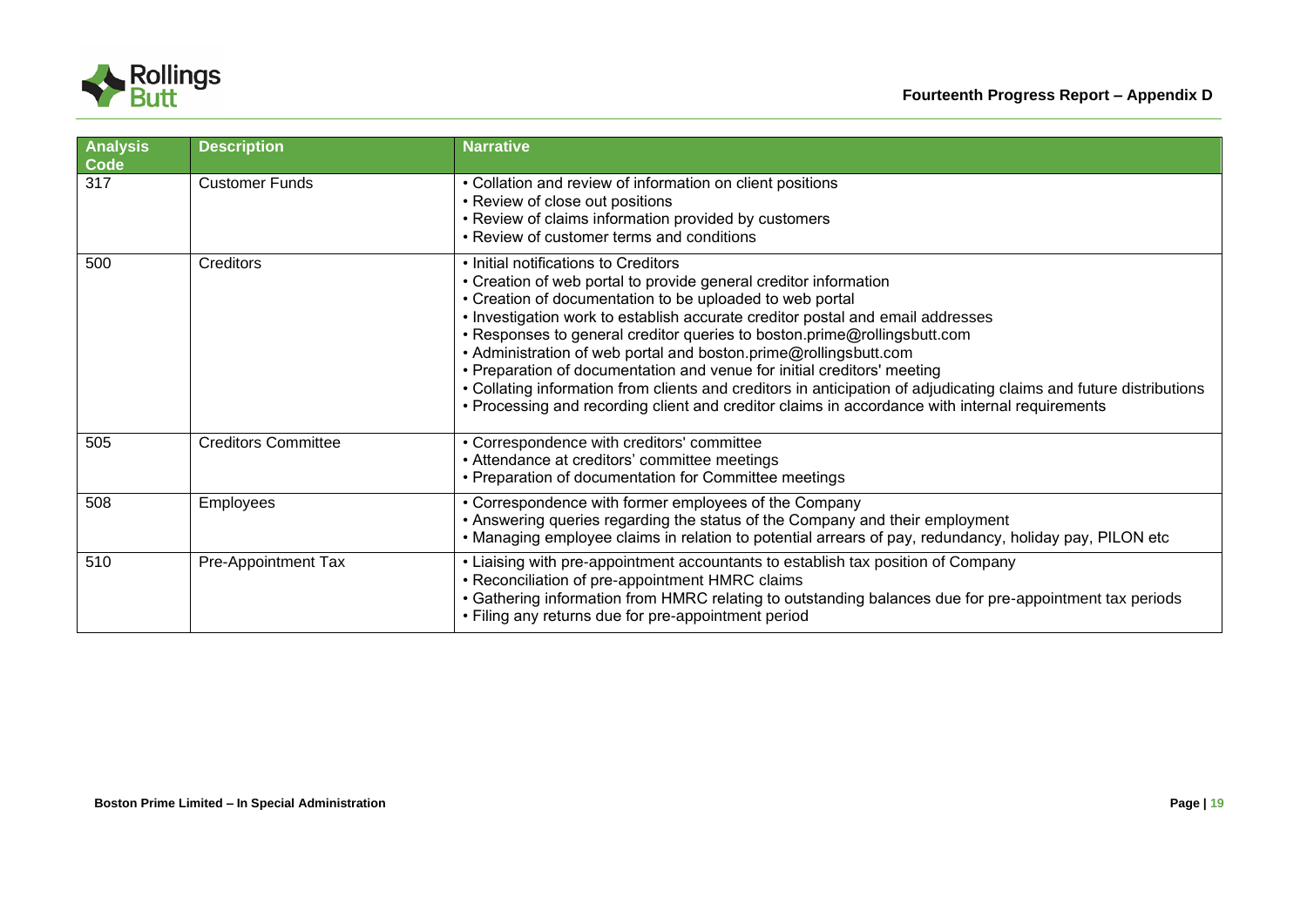| Analysis Code | Description | Narrative |
|---|---|---|
| 317 | Customer Funds | • Collation and review of information on client positions<br>• Review of close out positions<br>• Review of claims information provided by customers<br>• Review of customer terms and conditions |
| 500 | Creditors | • Initial notifications to Creditors<br>• Creation of web portal to provide general creditor information<br>• Creation of documentation to be uploaded to web portal<br>• Investigation work to establish accurate creditor postal and email addresses<br>• Responses to general creditor queries to boston.prime@rollingsbutt.com<br>• Administration of web portal and boston.prime@rollingsbutt.com<br>• Preparation of documentation and venue for initial creditors' meeting<br>• Collating information from clients and creditors in anticipation of adjudicating claims and future distributions<br>• Processing and recording client and creditor claims in accordance with internal requirements |
| 505 | Creditors Committee | • Correspondence with creditors' committee<br>• Attendance at creditors' committee meetings<br>• Preparation of documentation for Committee meetings |
| 508 | Employees | • Correspondence with former employees of the Company<br>• Answering queries regarding the status of the Company and their employment<br>• Managing employee claims in relation to potential arrears of pay, redundancy, holiday pay, PILON etc |
| 510 | Pre-Appointment Tax | • Liaising with pre-appointment accountants to establish tax position of Company<br>• Reconciliation of pre-appointment HMRC claims<br>• Gathering information from HMRC relating to outstanding balances due for pre-appointment tax periods<br>• Filing any returns due for pre-appointment period |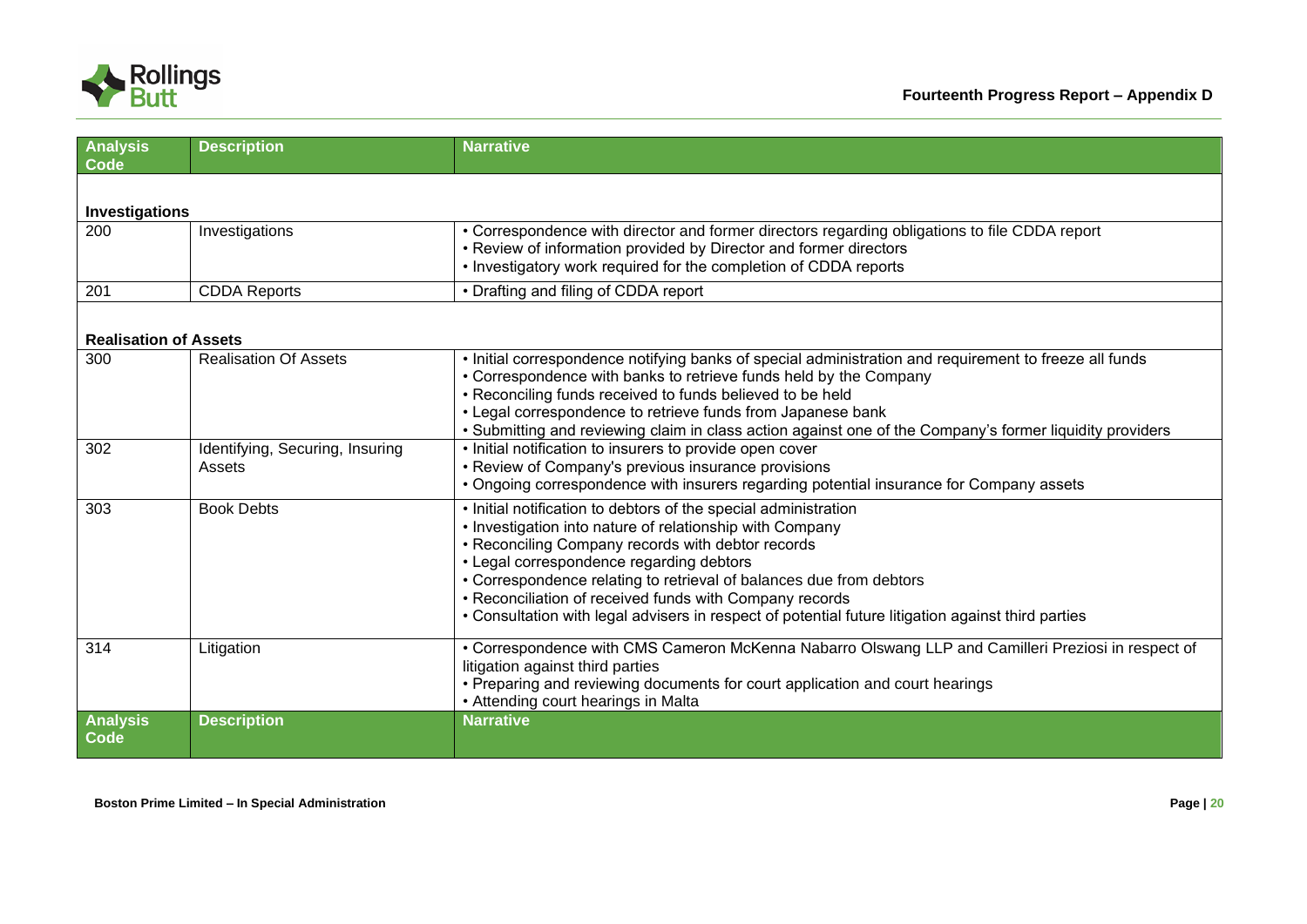| Analysis Code | Description | Narrative |
|---|---|---|
| **Investigations** | | |
| 200 | Investigations | • Correspondence with director and former directors regarding obligations to file CDDA report<br>• Review of information provided by Director and former directors<br>• Investigatory work required for the completion of CDDA reports |
| 201 | CDDA Reports | • Drafting and filing of CDDA report |
| **Realisation of Assets** | | |
| 300 | Realisation Of Assets | • Initial correspondence notifying banks of special administration and requirement to freeze all funds<br>• Correspondence with banks to retrieve funds held by the Company<br>• Reconciling funds received to funds believed to be held<br>• Legal correspondence to retrieve funds from Japanese bank<br>• Submitting and reviewing claim in class action against one of the Company's former liquidity providers |
| 302 | Identifying, Securing, Insuring Assets | • Initial notification to insurers to provide open cover<br>• Review of Company's previous insurance provisions<br>• Ongoing correspondence with insurers regarding potential insurance for Company assets |
| 303 | Book Debts | • Initial notification to debtors of the special administration<br>• Investigation into nature of relationship with Company<br>• Reconciling Company records with debtor records<br>• Legal correspondence regarding debtors<br>• Correspondence relating to retrieval of balances due from debtors<br>• Reconciliation of received funds with Company records<br>• Consultation with legal advisers in respect of potential future litigation against third parties |
| 314 | Litigation | • Correspondence with CMS Cameron McKenna Nabarro Olswang LLP and Camilleri Preziosi in respect of litigation against third parties<br>• Preparing and reviewing documents for court application and court hearings<br>• Attending court hearings in Malta |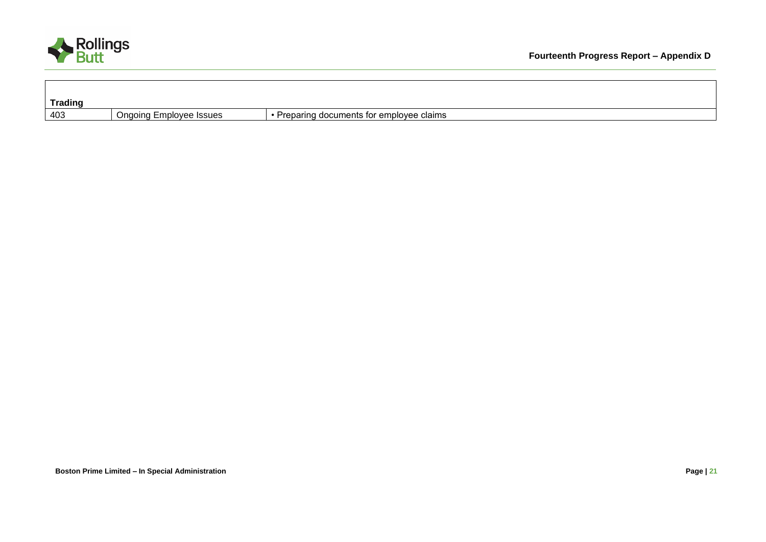| | | |
|---|---|---|
| **Trading** | | |
| 403 | Ongoing Employee Issues | • Preparing documents for employee claims |